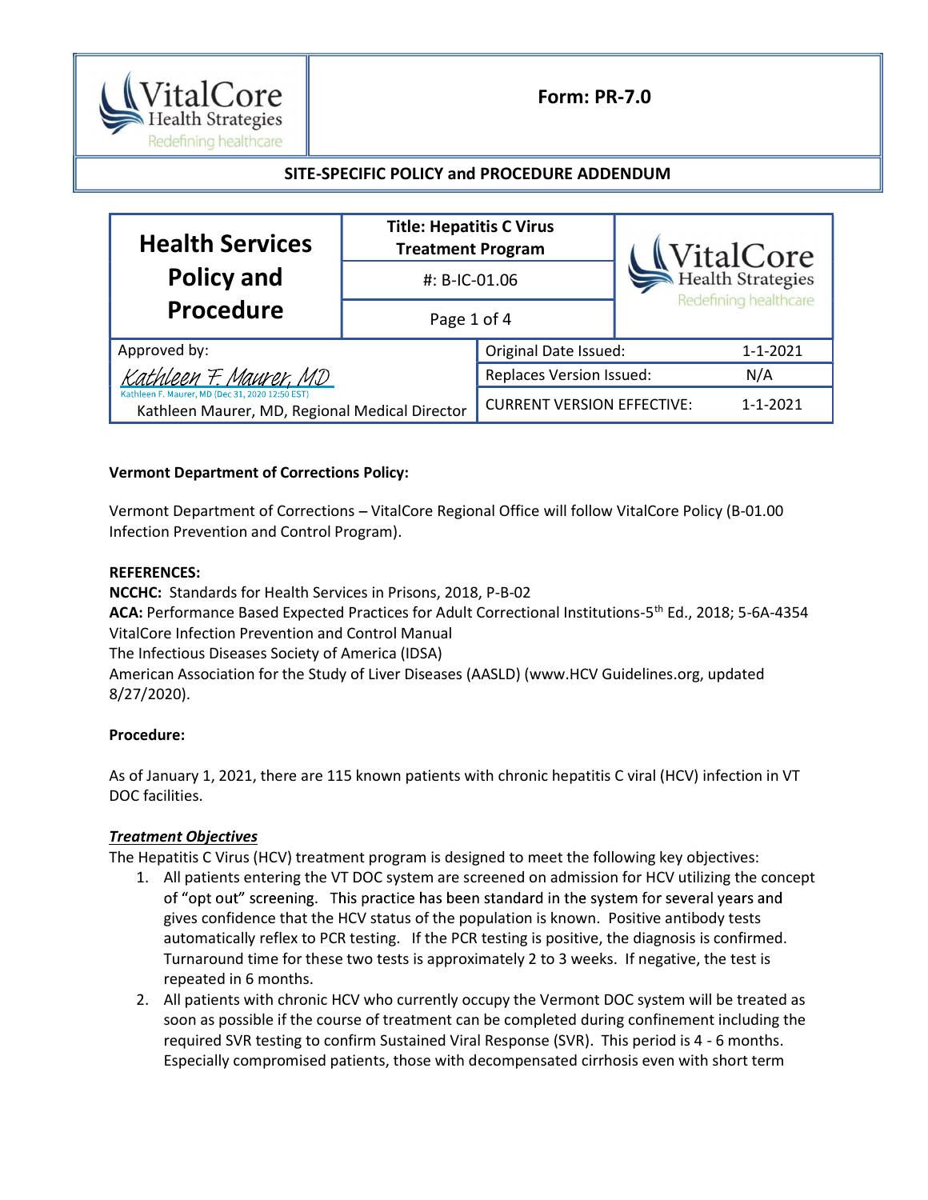| | Form: PR-7.0 |
|---|---|

**SITE-SPECIFIC POLICY and PROCEDURE ADDENDUM**

| Health Services Policy and Procedure | Title: Hepatitis C Virus Treatment Program | |
|---|---|---|
| | #: B-IC-01.06 | |
| | Page 1 of 4 | |

| Approved by: | Original Date Issued: | 1-1-2021 |
|---|---|---|
| Kathleen F. Maurer, MD (Kathleen F. Maurer, MD (Dec 31, 2020 12:50 EST)) | Replaces Version Issued: | N/A |
| Kathleen Maurer, MD, Regional Medical Director | CURRENT VERSION EFFECTIVE: | 1-1-2021 |

**Vermont Department of Corrections Policy:**

Vermont Department of Corrections – VitalCore Regional Office will follow VitalCore Policy (B-01.00 Infection Prevention and Control Program).

**REFERENCES:**
**NCCHC:** Standards for Health Services in Prisons, 2018, P-B-02
**ACA:** Performance Based Expected Practices for Adult Correctional Institutions-5th Ed., 2018; 5-6A-4354
VitalCore Infection Prevention and Control Manual
The Infectious Diseases Society of America (IDSA)
American Association for the Study of Liver Diseases (AASLD) (www.HCV Guidelines.org, updated 8/27/2020).

**Procedure:**

As of January 1, 2021, there are 115 known patients with chronic hepatitis C viral (HCV) infection in VT DOC facilities.

***Treatment Objectives***
The Hepatitis C Virus (HCV) treatment program is designed to meet the following key objectives:

1. All patients entering the VT DOC system are screened on admission for HCV utilizing the concept of "opt out" screening. This practice has been standard in the system for several years and gives confidence that the HCV status of the population is known. Positive antibody tests automatically reflex to PCR testing. If the PCR testing is positive, the diagnosis is confirmed. Turnaround time for these two tests is approximately 2 to 3 weeks. If negative, the test is repeated in 6 months.
2. All patients with chronic HCV who currently occupy the Vermont DOC system will be treated as soon as possible if the course of treatment can be completed during confinement including the required SVR testing to confirm Sustained Viral Response (SVR). This period is 4 - 6 months. Especially compromised patients, those with decompensated cirrhosis even with short term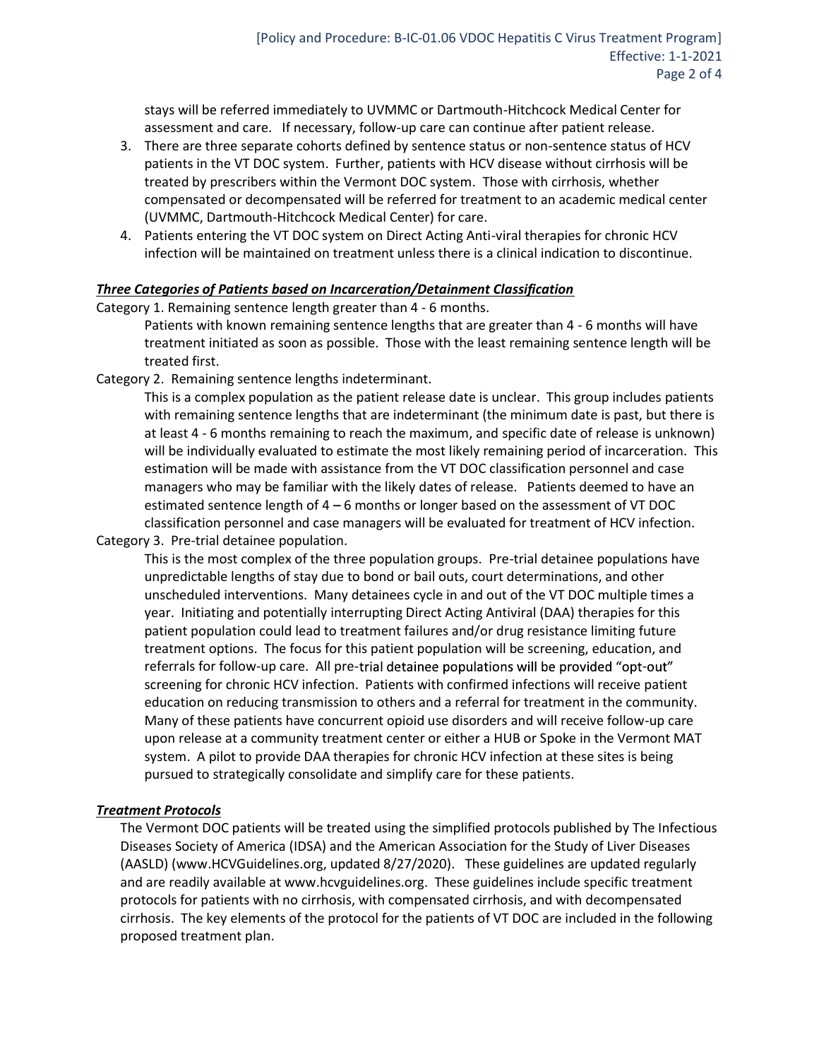stays will be referred immediately to UVMMC or Dartmouth-Hitchcock Medical Center for assessment and care. If necessary, follow-up care can continue after patient release.

3. There are three separate cohorts defined by sentence status or non-sentence status of HCV patients in the VT DOC system. Further, patients with HCV disease without cirrhosis will be treated by prescribers within the Vermont DOC system. Those with cirrhosis, whether compensated or decompensated will be referred for treatment to an academic medical center (UVMMC, Dartmouth-Hitchcock Medical Center) for care.
4. Patients entering the VT DOC system on Direct Acting Anti-viral therapies for chronic HCV infection will be maintained on treatment unless there is a clinical indication to discontinue.

***Three Categories of Patients based on Incarceration/Detainment Classification***

Category 1. Remaining sentence length greater than 4 - 6 months.

Patients with known remaining sentence lengths that are greater than 4 - 6 months will have treatment initiated as soon as possible. Those with the least remaining sentence length will be treated first.

Category 2. Remaining sentence lengths indeterminant.

This is a complex population as the patient release date is unclear. This group includes patients with remaining sentence lengths that are indeterminant (the minimum date is past, but there is at least 4 - 6 months remaining to reach the maximum, and specific date of release is unknown) will be individually evaluated to estimate the most likely remaining period of incarceration. This estimation will be made with assistance from the VT DOC classification personnel and case managers who may be familiar with the likely dates of release. Patients deemed to have an estimated sentence length of 4 – 6 months or longer based on the assessment of VT DOC classification personnel and case managers will be evaluated for treatment of HCV infection.

Category 3. Pre-trial detainee population.

This is the most complex of the three population groups. Pre-trial detainee populations have unpredictable lengths of stay due to bond or bail outs, court determinations, and other unscheduled interventions. Many detainees cycle in and out of the VT DOC multiple times a year. Initiating and potentially interrupting Direct Acting Antiviral (DAA) therapies for this patient population could lead to treatment failures and/or drug resistance limiting future treatment options. The focus for this patient population will be screening, education, and referrals for follow-up care. All pre-trial detainee populations will be provided "opt-out" screening for chronic HCV infection. Patients with confirmed infections will receive patient education on reducing transmission to others and a referral for treatment in the community. Many of these patients have concurrent opioid use disorders and will receive follow-up care upon release at a community treatment center or either a HUB or Spoke in the Vermont MAT system. A pilot to provide DAA therapies for chronic HCV infection at these sites is being pursued to strategically consolidate and simplify care for these patients.

***Treatment Protocols***

The Vermont DOC patients will be treated using the simplified protocols published by The Infectious Diseases Society of America (IDSA) and the American Association for the Study of Liver Diseases (AASLD) (www.HCVGuidelines.org, updated 8/27/2020). These guidelines are updated regularly and are readily available at www.hcvguidelines.org. These guidelines include specific treatment protocols for patients with no cirrhosis, with compensated cirrhosis, and with decompensated cirrhosis. The key elements of the protocol for the patients of VT DOC are included in the following proposed treatment plan.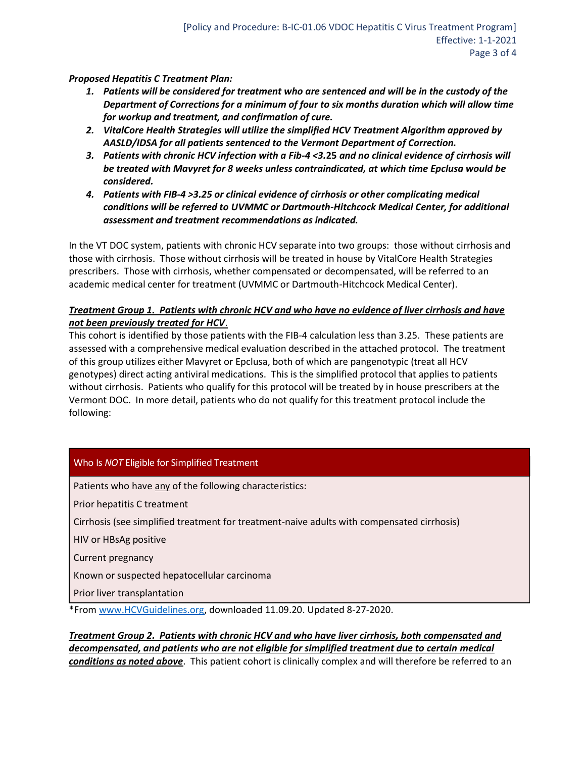***Proposed Hepatitis C Treatment Plan:***

1. ***Patients will be considered for treatment who are sentenced and will be in the custody of the Department of Corrections for a minimum of four to six months duration which will allow time for workup and treatment, and confirmation of cure.***
2. ***VitalCore Health Strategies will utilize the simplified HCV Treatment Algorithm approved by AASLD/IDSA for all patients sentenced to the Vermont Department of Correction.***
3. ***Patients with chronic HCV infection with a Fib-4 <3.25 and no clinical evidence of cirrhosis will be treated with Mavyret for 8 weeks unless contraindicated, at which time Epclusa would be considered.***
4. ***Patients with FIB-4 >3.25 or clinical evidence of cirrhosis or other complicating medical conditions will be referred to UVMMC or Dartmouth-Hitchcock Medical Center, for additional assessment and treatment recommendations as indicated.***

In the VT DOC system, patients with chronic HCV separate into two groups: those without cirrhosis and those with cirrhosis. Those without cirrhosis will be treated in house by VitalCore Health Strategies prescribers. Those with cirrhosis, whether compensated or decompensated, will be referred to an academic medical center for treatment (UVMMC or Dartmouth-Hitchcock Medical Center).

***Treatment Group 1. Patients with chronic HCV and who have no evidence of liver cirrhosis and have not been previously treated for HCV.***

This cohort is identified by those patients with the FIB-4 calculation less than 3.25. These patients are assessed with a comprehensive medical evaluation described in the attached protocol. The treatment of this group utilizes either Mavyret or Epclusa, both of which are pangenotypic (treat all HCV genotypes) direct acting antiviral medications. This is the simplified protocol that applies to patients without cirrhosis. Patients who qualify for this protocol will be treated by in house prescribers at the Vermont DOC. In more detail, patients who do not qualify for this treatment protocol include the following:

| Who Is *NOT* Eligible for Simplified Treatment |
|---|
| Patients who have any of the following characteristics: |
| Prior hepatitis C treatment |
| Cirrhosis (see simplified treatment for treatment-naive adults with compensated cirrhosis) |
| HIV or HBsAg positive |
| Current pregnancy |
| Known or suspected hepatocellular carcinoma |
| Prior liver transplantation |

*From www.HCVGuidelines.org, downloaded 11.09.20. Updated 8-27-2020.

***Treatment Group 2. Patients with chronic HCV and who have liver cirrhosis, both compensated and decompensated, and patients who are not eligible for simplified treatment due to certain medical conditions as noted above.*** This patient cohort is clinically complex and will therefore be referred to an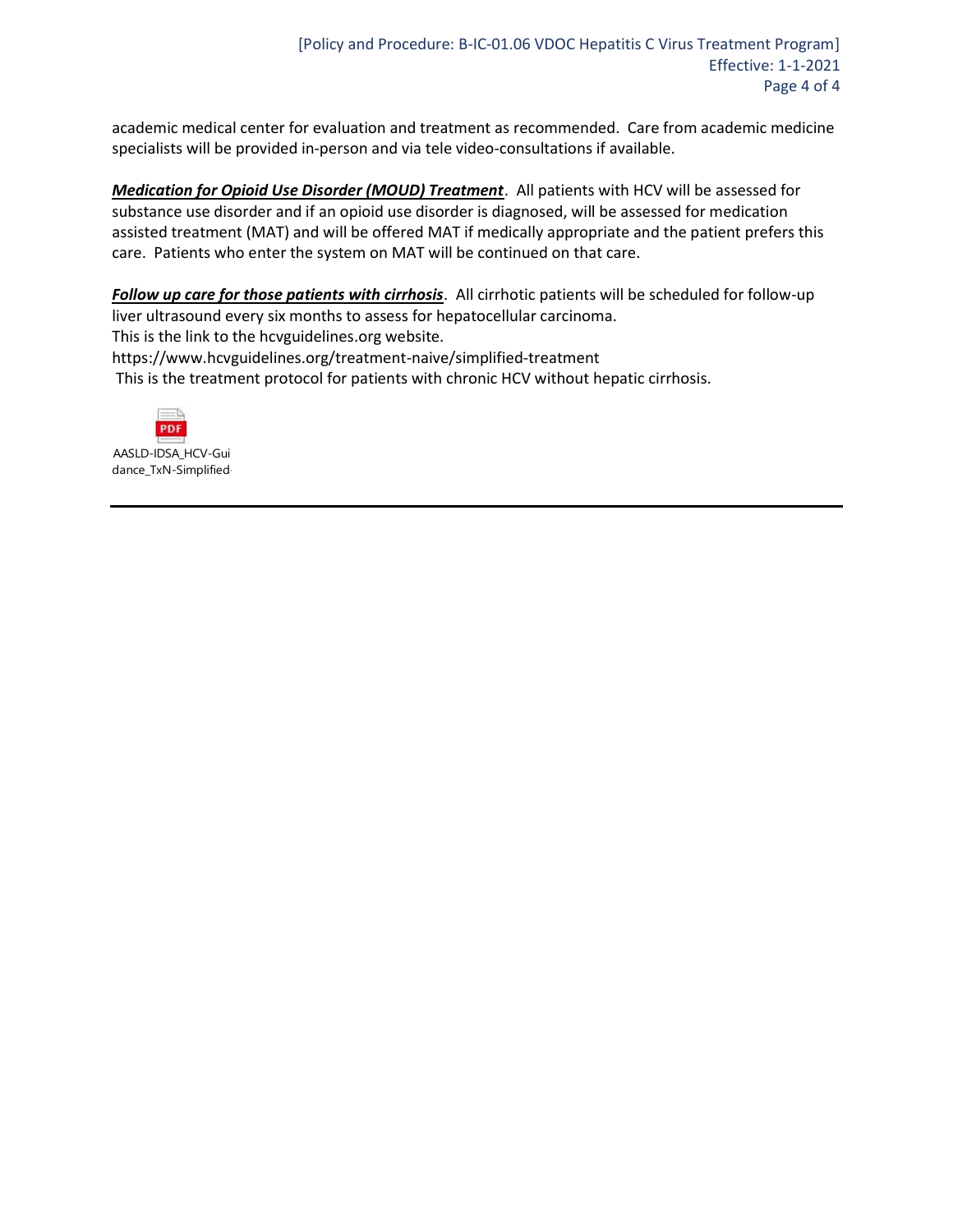academic medical center for evaluation and treatment as recommended. Care from academic medicine specialists will be provided in-person and via tele video-consultations if available.

***Medication for Opioid Use Disorder (MOUD) Treatment***. All patients with HCV will be assessed for substance use disorder and if an opioid use disorder is diagnosed, will be assessed for medication assisted treatment (MAT) and will be offered MAT if medically appropriate and the patient prefers this care. Patients who enter the system on MAT will be continued on that care.

***Follow up care for those patients with cirrhosis***. All cirrhotic patients will be scheduled for follow-up liver ultrasound every six months to assess for hepatocellular carcinoma.
This is the link to the hcvguidelines.org website.
https://www.hcvguidelines.org/treatment-naive/simplified-treatment
This is the treatment protocol for patients with chronic HCV without hepatic cirrhosis.

AASLD-IDSA_HCV-Guidance_TxN-Simplified